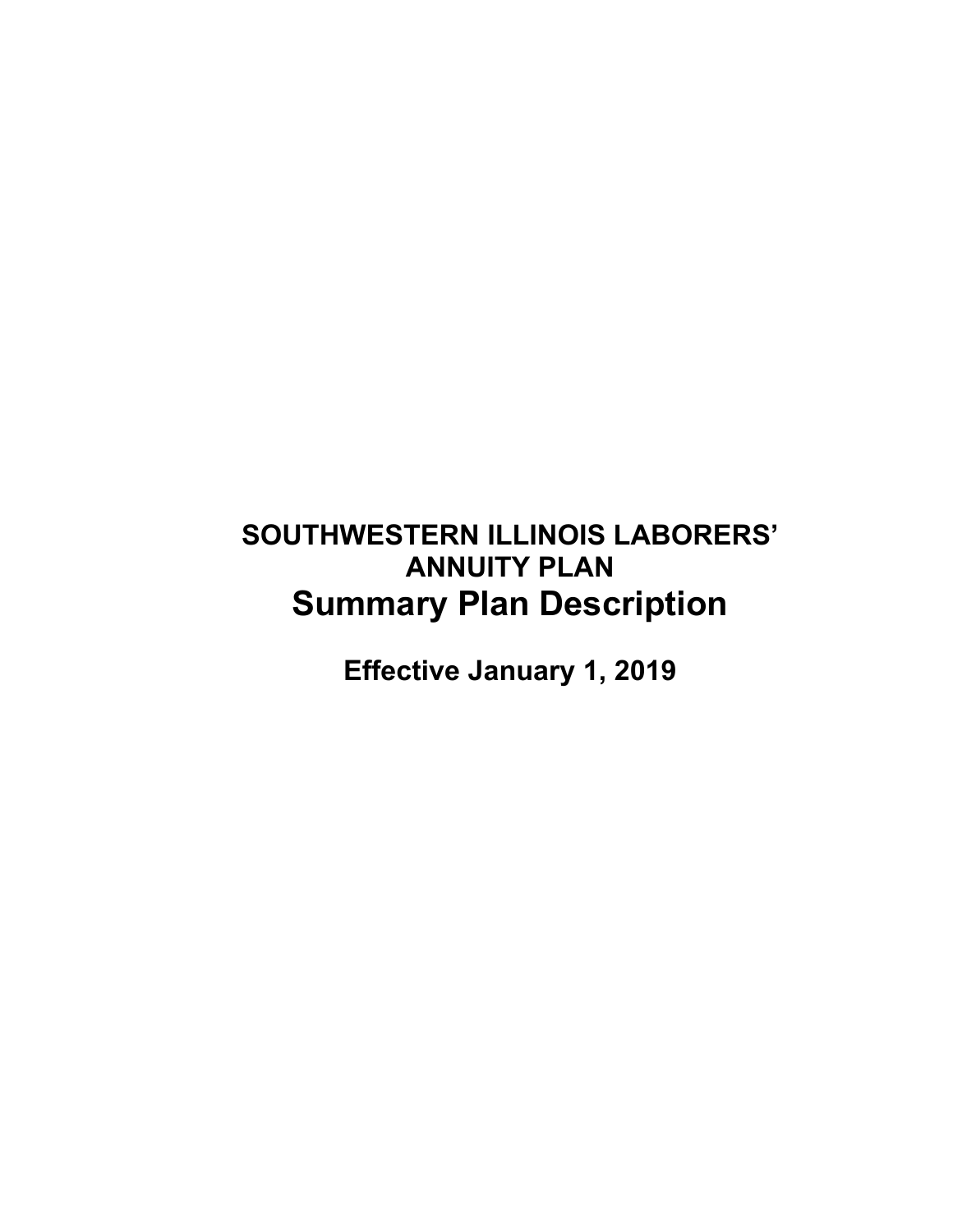# SOUTHWESTERN ILLINOIS LABORERS' ANNUITY PLAN

# Summary Plan Description

## Effective January 1, 2019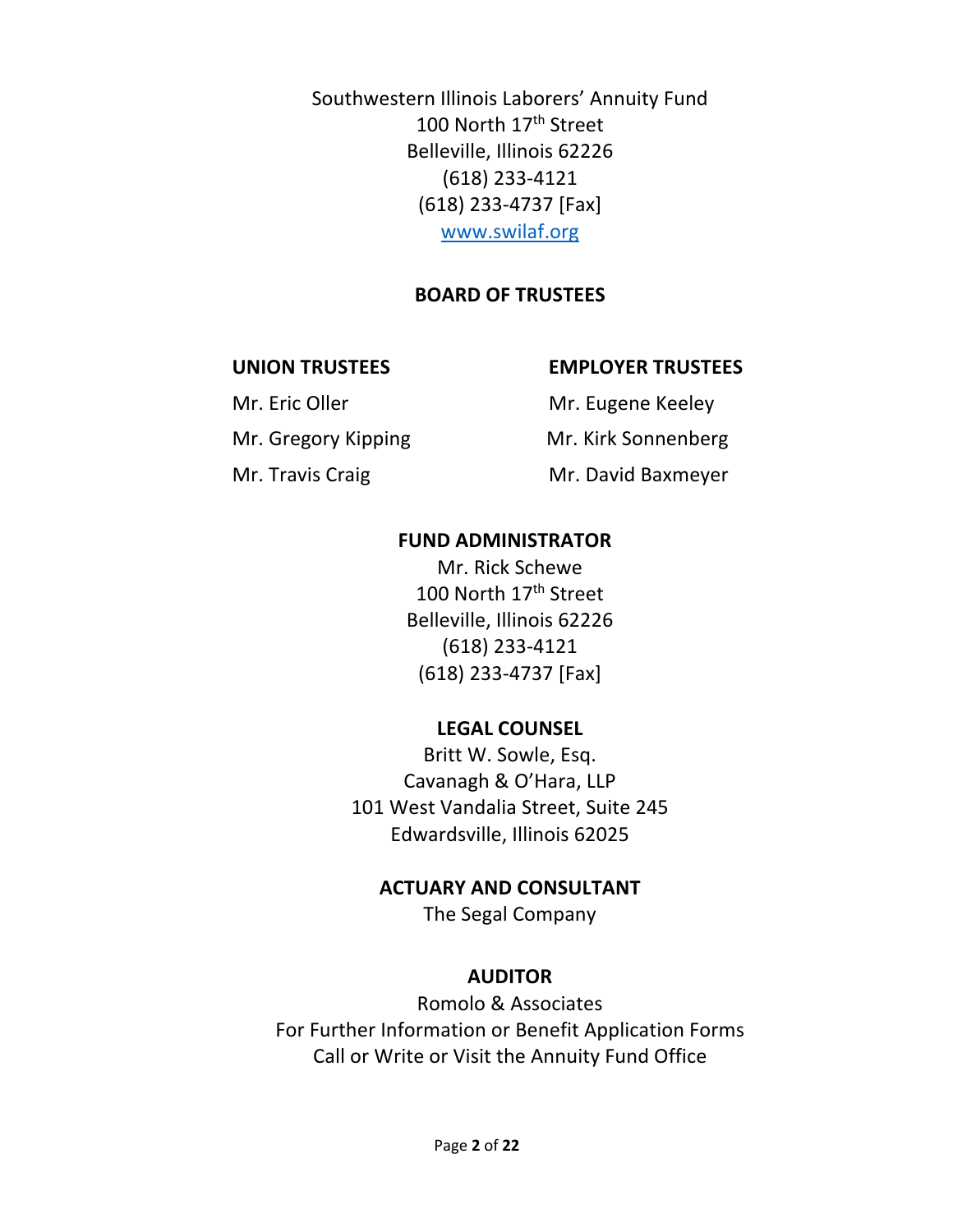Southwestern Illinois Laborers' Annuity Fund
100 North 17th Street
Belleville, Illinois 62226
(618) 233-4121
(618) 233-4737 [Fax]
www.swilaf.org

## BOARD OF TRUSTEES

| UNION TRUSTEES | EMPLOYER TRUSTEES |
|---|---|
| Mr. Eric Oller | Mr. Eugene Keeley |
| Mr. Gregory Kipping | Mr. Kirk Sonnenberg |
| Mr. Travis Craig | Mr. David Baxmeyer |

## FUND ADMINISTRATOR

Mr. Rick Schewe
100 North 17th Street
Belleville, Illinois 62226
(618) 233-4121
(618) 233-4737 [Fax]

## LEGAL COUNSEL

Britt W. Sowle, Esq.
Cavanagh & O'Hara, LLP
101 West Vandalia Street, Suite 245
Edwardsville, Illinois 62025

## ACTUARY AND CONSULTANT

The Segal Company

## AUDITOR

Romolo & Associates

For Further Information or Benefit Application Forms
Call or Write or Visit the Annuity Fund Office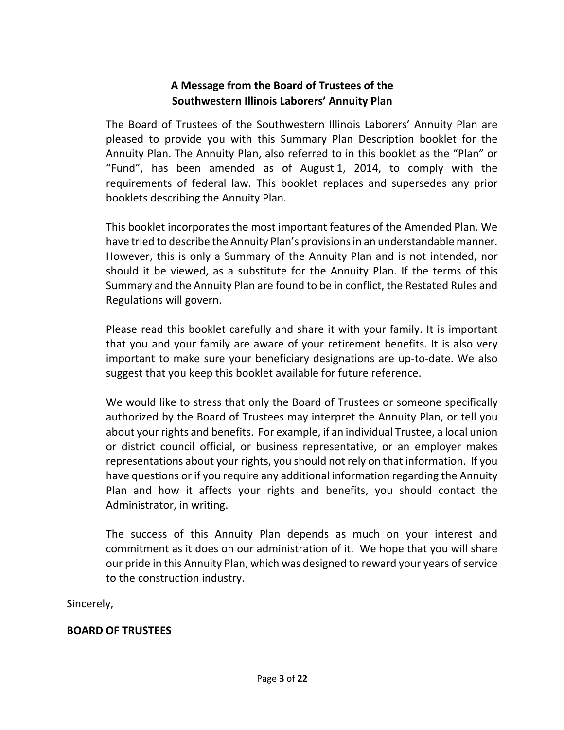## A Message from the Board of Trustees of the Southwestern Illinois Laborers' Annuity Plan

The Board of Trustees of the Southwestern Illinois Laborers' Annuity Plan are pleased to provide you with this Summary Plan Description booklet for the Annuity Plan. The Annuity Plan, also referred to in this booklet as the "Plan" or "Fund", has been amended as of August 1, 2014, to comply with the requirements of federal law. This booklet replaces and supersedes any prior booklets describing the Annuity Plan.

This booklet incorporates the most important features of the Amended Plan. We have tried to describe the Annuity Plan's provisions in an understandable manner. However, this is only a Summary of the Annuity Plan and is not intended, nor should it be viewed, as a substitute for the Annuity Plan. If the terms of this Summary and the Annuity Plan are found to be in conflict, the Restated Rules and Regulations will govern.

Please read this booklet carefully and share it with your family. It is important that you and your family are aware of your retirement benefits. It is also very important to make sure your beneficiary designations are up-to-date. We also suggest that you keep this booklet available for future reference.

We would like to stress that only the Board of Trustees or someone specifically authorized by the Board of Trustees may interpret the Annuity Plan, or tell you about your rights and benefits. For example, if an individual Trustee, a local union or district council official, or business representative, or an employer makes representations about your rights, you should not rely on that information. If you have questions or if you require any additional information regarding the Annuity Plan and how it affects your rights and benefits, you should contact the Administrator, in writing.

The success of this Annuity Plan depends as much on your interest and commitment as it does on our administration of it. We hope that you will share our pride in this Annuity Plan, which was designed to reward your years of service to the construction industry.

Sincerely,

**BOARD OF TRUSTEES**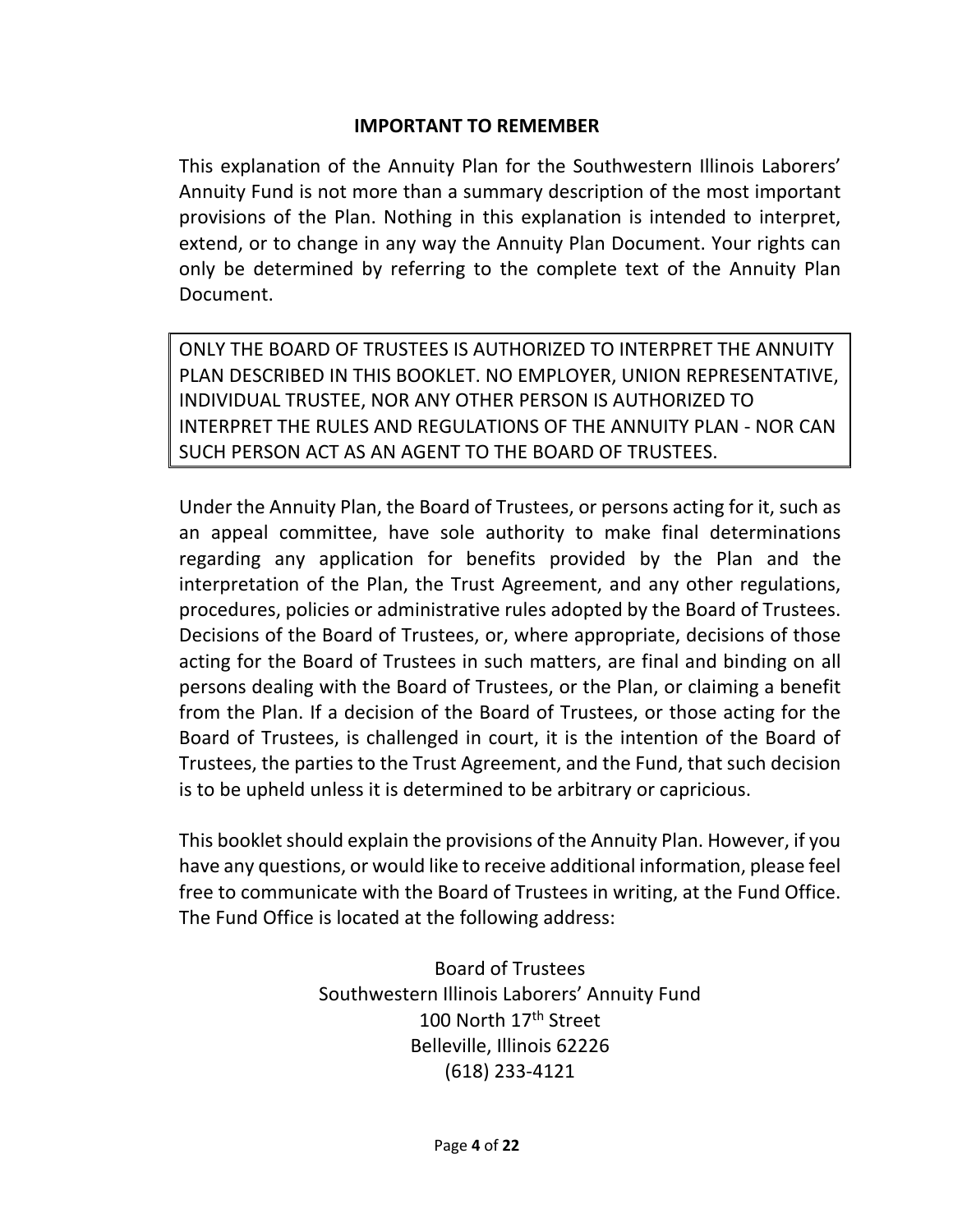## IMPORTANT TO REMEMBER

This explanation of the Annuity Plan for the Southwestern Illinois Laborers' Annuity Fund is not more than a summary description of the most important provisions of the Plan. Nothing in this explanation is intended to interpret, extend, or to change in any way the Annuity Plan Document. Your rights can only be determined by referring to the complete text of the Annuity Plan Document.

| ONLY THE BOARD OF TRUSTEES IS AUTHORIZED TO INTERPRET THE ANNUITY PLAN DESCRIBED IN THIS BOOKLET. NO EMPLOYER, UNION REPRESENTATIVE, INDIVIDUAL TRUSTEE, NOR ANY OTHER PERSON IS AUTHORIZED TO INTERPRET THE RULES AND REGULATIONS OF THE ANNUITY PLAN - NOR CAN SUCH PERSON ACT AS AN AGENT TO THE BOARD OF TRUSTEES. |
| --- |

Under the Annuity Plan, the Board of Trustees, or persons acting for it, such as an appeal committee, have sole authority to make final determinations regarding any application for benefits provided by the Plan and the interpretation of the Plan, the Trust Agreement, and any other regulations, procedures, policies or administrative rules adopted by the Board of Trustees. Decisions of the Board of Trustees, or, where appropriate, decisions of those acting for the Board of Trustees in such matters, are final and binding on all persons dealing with the Board of Trustees, or the Plan, or claiming a benefit from the Plan. If a decision of the Board of Trustees, or those acting for the Board of Trustees, is challenged in court, it is the intention of the Board of Trustees, the parties to the Trust Agreement, and the Fund, that such decision is to be upheld unless it is determined to be arbitrary or capricious.

This booklet should explain the provisions of the Annuity Plan. However, if you have any questions, or would like to receive additional information, please feel free to communicate with the Board of Trustees in writing, at the Fund Office. The Fund Office is located at the following address:

Board of Trustees
Southwestern Illinois Laborers' Annuity Fund
100 North 17th Street
Belleville, Illinois 62226
(618) 233-4121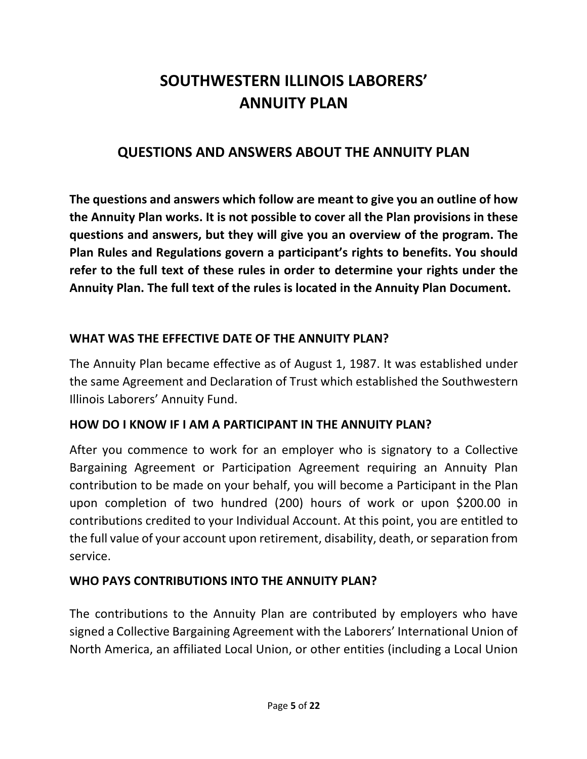# SOUTHWESTERN ILLINOIS LABORERS' ANNUITY PLAN

## QUESTIONS AND ANSWERS ABOUT THE ANNUITY PLAN

**The questions and answers which follow are meant to give you an outline of how the Annuity Plan works. It is not possible to cover all the Plan provisions in these questions and answers, but they will give you an overview of the program. The Plan Rules and Regulations govern a participant's rights to benefits. You should refer to the full text of these rules in order to determine your rights under the Annuity Plan. The full text of the rules is located in the Annuity Plan Document.**

### WHAT WAS THE EFFECTIVE DATE OF THE ANNUITY PLAN?

The Annuity Plan became effective as of August 1, 1987. It was established under the same Agreement and Declaration of Trust which established the Southwestern Illinois Laborers' Annuity Fund.

### HOW DO I KNOW IF I AM A PARTICIPANT IN THE ANNUITY PLAN?

After you commence to work for an employer who is signatory to a Collective Bargaining Agreement or Participation Agreement requiring an Annuity Plan contribution to be made on your behalf, you will become a Participant in the Plan upon completion of two hundred (200) hours of work or upon $200.00 in contributions credited to your Individual Account. At this point, you are entitled to the full value of your account upon retirement, disability, death, or separation from service.

### WHO PAYS CONTRIBUTIONS INTO THE ANNUITY PLAN?

The contributions to the Annuity Plan are contributed by employers who have signed a Collective Bargaining Agreement with the Laborers' International Union of North America, an affiliated Local Union, or other entities (including a Local Union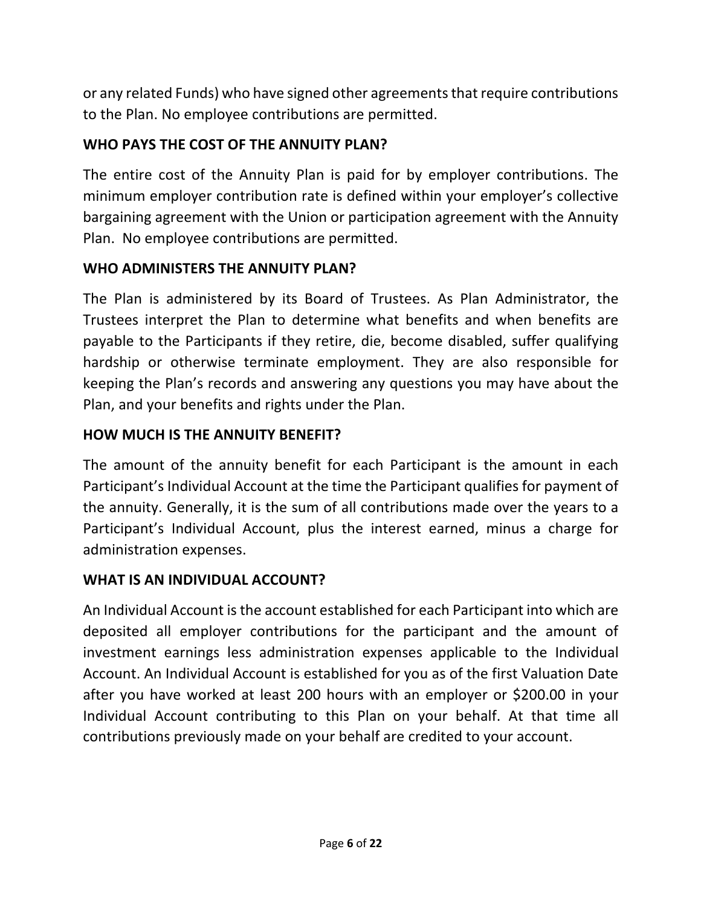or any related Funds) who have signed other agreements that require contributions to the Plan. No employee contributions are permitted.

## WHO PAYS THE COST OF THE ANNUITY PLAN?

The entire cost of the Annuity Plan is paid for by employer contributions. The minimum employer contribution rate is defined within your employer's collective bargaining agreement with the Union or participation agreement with the Annuity Plan. No employee contributions are permitted.

## WHO ADMINISTERS THE ANNUITY PLAN?

The Plan is administered by its Board of Trustees. As Plan Administrator, the Trustees interpret the Plan to determine what benefits and when benefits are payable to the Participants if they retire, die, become disabled, suffer qualifying hardship or otherwise terminate employment. They are also responsible for keeping the Plan's records and answering any questions you may have about the Plan, and your benefits and rights under the Plan.

## HOW MUCH IS THE ANNUITY BENEFIT?

The amount of the annuity benefit for each Participant is the amount in each Participant's Individual Account at the time the Participant qualifies for payment of the annuity. Generally, it is the sum of all contributions made over the years to a Participant's Individual Account, plus the interest earned, minus a charge for administration expenses.

## WHAT IS AN INDIVIDUAL ACCOUNT?

An Individual Account is the account established for each Participant into which are deposited all employer contributions for the participant and the amount of investment earnings less administration expenses applicable to the Individual Account. An Individual Account is established for you as of the first Valuation Date after you have worked at least 200 hours with an employer or $200.00 in your Individual Account contributing to this Plan on your behalf. At that time all contributions previously made on your behalf are credited to your account.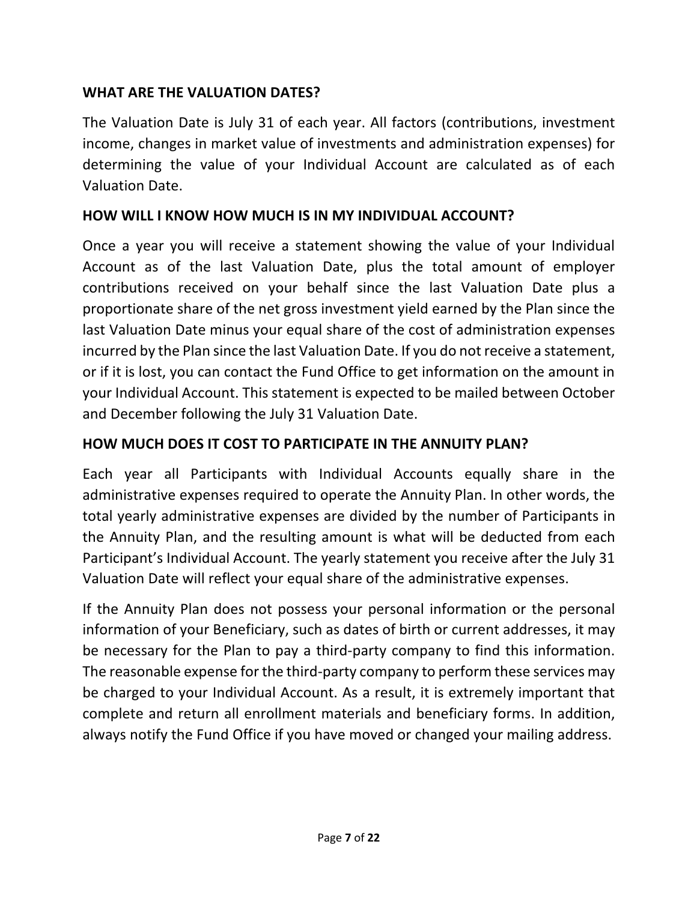## WHAT ARE THE VALUATION DATES?

The Valuation Date is July 31 of each year. All factors (contributions, investment income, changes in market value of investments and administration expenses) for determining the value of your Individual Account are calculated as of each Valuation Date.

## HOW WILL I KNOW HOW MUCH IS IN MY INDIVIDUAL ACCOUNT?

Once a year you will receive a statement showing the value of your Individual Account as of the last Valuation Date, plus the total amount of employer contributions received on your behalf since the last Valuation Date plus a proportionate share of the net gross investment yield earned by the Plan since the last Valuation Date minus your equal share of the cost of administration expenses incurred by the Plan since the last Valuation Date. If you do not receive a statement, or if it is lost, you can contact the Fund Office to get information on the amount in your Individual Account. This statement is expected to be mailed between October and December following the July 31 Valuation Date.

## HOW MUCH DOES IT COST TO PARTICIPATE IN THE ANNUITY PLAN?

Each year all Participants with Individual Accounts equally share in the administrative expenses required to operate the Annuity Plan. In other words, the total yearly administrative expenses are divided by the number of Participants in the Annuity Plan, and the resulting amount is what will be deducted from each Participant's Individual Account. The yearly statement you receive after the July 31 Valuation Date will reflect your equal share of the administrative expenses.

If the Annuity Plan does not possess your personal information or the personal information of your Beneficiary, such as dates of birth or current addresses, it may be necessary for the Plan to pay a third-party company to find this information. The reasonable expense for the third-party company to perform these services may be charged to your Individual Account. As a result, it is extremely important that complete and return all enrollment materials and beneficiary forms. In addition, always notify the Fund Office if you have moved or changed your mailing address.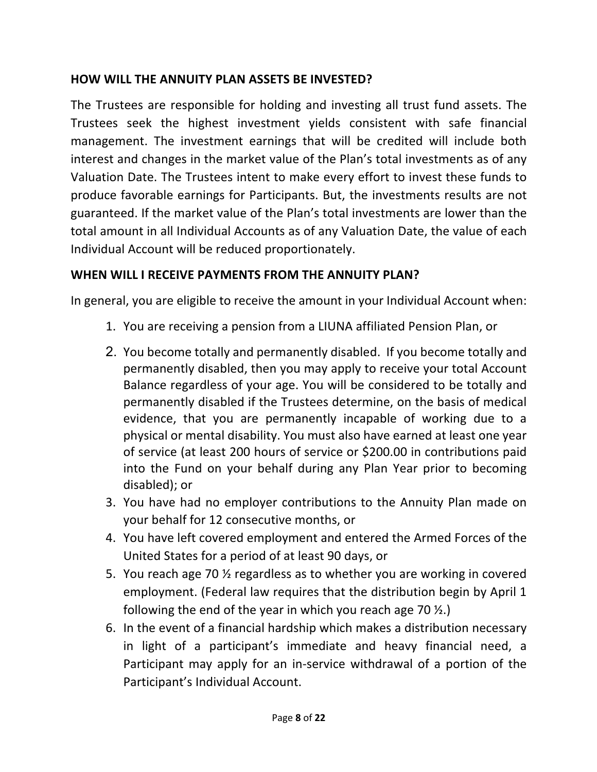**HOW WILL THE ANNUITY PLAN ASSETS BE INVESTED?**

The Trustees are responsible for holding and investing all trust fund assets. The Trustees seek the highest investment yields consistent with safe financial management. The investment earnings that will be credited will include both interest and changes in the market value of the Plan's total investments as of any Valuation Date. The Trustees intent to make every effort to invest these funds to produce favorable earnings for Participants. But, the investments results are not guaranteed. If the market value of the Plan's total investments are lower than the total amount in all Individual Accounts as of any Valuation Date, the value of each Individual Account will be reduced proportionately.

**WHEN WILL I RECEIVE PAYMENTS FROM THE ANNUITY PLAN?**

In general, you are eligible to receive the amount in your Individual Account when:

1. You are receiving a pension from a LIUNA affiliated Pension Plan, or
2. You become totally and permanently disabled. If you become totally and permanently disabled, then you may apply to receive your total Account Balance regardless of your age. You will be considered to be totally and permanently disabled if the Trustees determine, on the basis of medical evidence, that you are permanently incapable of working due to a physical or mental disability. You must also have earned at least one year of service (at least 200 hours of service or $200.00 in contributions paid into the Fund on your behalf during any Plan Year prior to becoming disabled); or
3. You have had no employer contributions to the Annuity Plan made on your behalf for 12 consecutive months, or
4. You have left covered employment and entered the Armed Forces of the United States for a period of at least 90 days, or
5. You reach age 70 ½ regardless as to whether you are working in covered employment. (Federal law requires that the distribution begin by April 1 following the end of the year in which you reach age 70 ½.)
6. In the event of a financial hardship which makes a distribution necessary in light of a participant's immediate and heavy financial need, a Participant may apply for an in-service withdrawal of a portion of the Participant's Individual Account.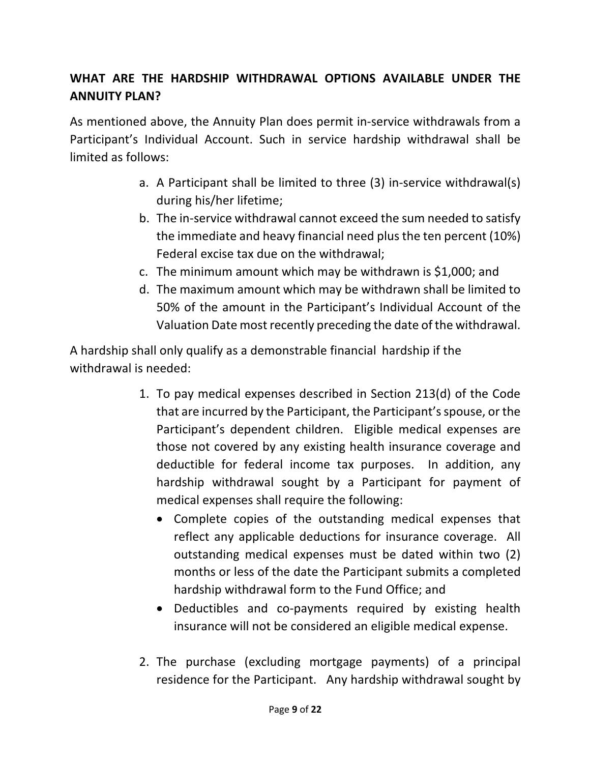## WHAT ARE THE HARDSHIP WITHDRAWAL OPTIONS AVAILABLE UNDER THE ANNUITY PLAN?

As mentioned above, the Annuity Plan does permit in-service withdrawals from a Participant's Individual Account. Such in service hardship withdrawal shall be limited as follows:

a. A Participant shall be limited to three (3) in-service withdrawal(s) during his/her lifetime;
b. The in-service withdrawal cannot exceed the sum needed to satisfy the immediate and heavy financial need plus the ten percent (10%) Federal excise tax due on the withdrawal;
c. The minimum amount which may be withdrawn is $1,000; and
d. The maximum amount which may be withdrawn shall be limited to 50% of the amount in the Participant's Individual Account of the Valuation Date most recently preceding the date of the withdrawal.

A hardship shall only qualify as a demonstrable financial hardship if the withdrawal is needed:

1. To pay medical expenses described in Section 213(d) of the Code that are incurred by the Participant, the Participant's spouse, or the Participant's dependent children. Eligible medical expenses are those not covered by any existing health insurance coverage and deductible for federal income tax purposes. In addition, any hardship withdrawal sought by a Participant for payment of medical expenses shall require the following:
   - Complete copies of the outstanding medical expenses that reflect any applicable deductions for insurance coverage. All outstanding medical expenses must be dated within two (2) months or less of the date the Participant submits a completed hardship withdrawal form to the Fund Office; and
   - Deductibles and co-payments required by existing health insurance will not be considered an eligible medical expense.

2. The purchase (excluding mortgage payments) of a principal residence for the Participant. Any hardship withdrawal sought by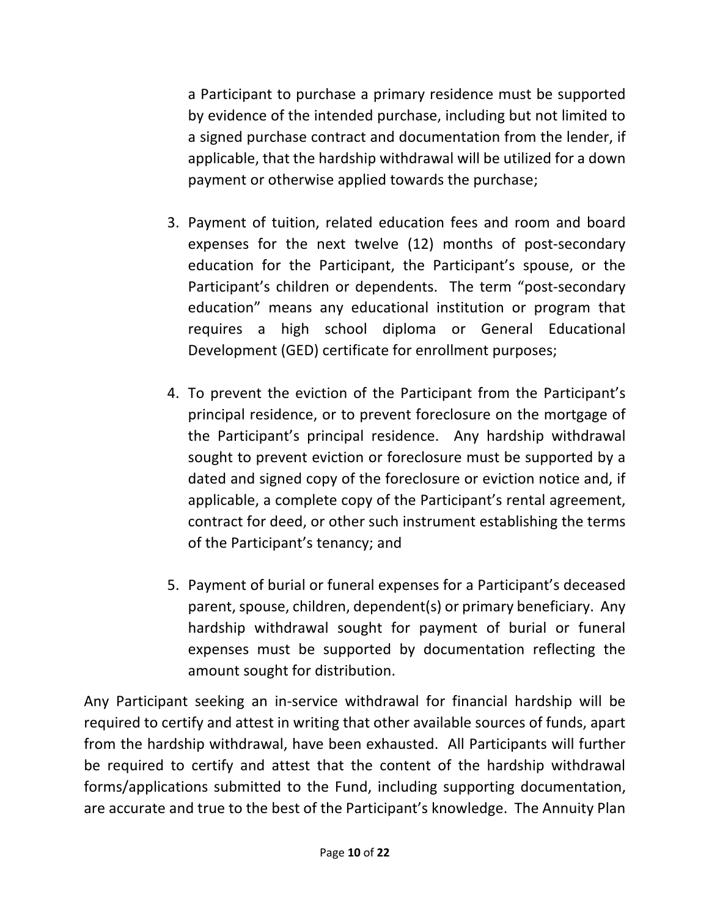a Participant to purchase a primary residence must be supported by evidence of the intended purchase, including but not limited to a signed purchase contract and documentation from the lender, if applicable, that the hardship withdrawal will be utilized for a down payment or otherwise applied towards the purchase;

3. Payment of tuition, related education fees and room and board expenses for the next twelve (12) months of post-secondary education for the Participant, the Participant's spouse, or the Participant's children or dependents. The term "post-secondary education" means any educational institution or program that requires a high school diploma or General Educational Development (GED) certificate for enrollment purposes;

4. To prevent the eviction of the Participant from the Participant's principal residence, or to prevent foreclosure on the mortgage of the Participant's principal residence. Any hardship withdrawal sought to prevent eviction or foreclosure must be supported by a dated and signed copy of the foreclosure or eviction notice and, if applicable, a complete copy of the Participant's rental agreement, contract for deed, or other such instrument establishing the terms of the Participant's tenancy; and

5. Payment of burial or funeral expenses for a Participant's deceased parent, spouse, children, dependent(s) or primary beneficiary. Any hardship withdrawal sought for payment of burial or funeral expenses must be supported by documentation reflecting the amount sought for distribution.

Any Participant seeking an in-service withdrawal for financial hardship will be required to certify and attest in writing that other available sources of funds, apart from the hardship withdrawal, have been exhausted. All Participants will further be required to certify and attest that the content of the hardship withdrawal forms/applications submitted to the Fund, including supporting documentation, are accurate and true to the best of the Participant's knowledge. The Annuity Plan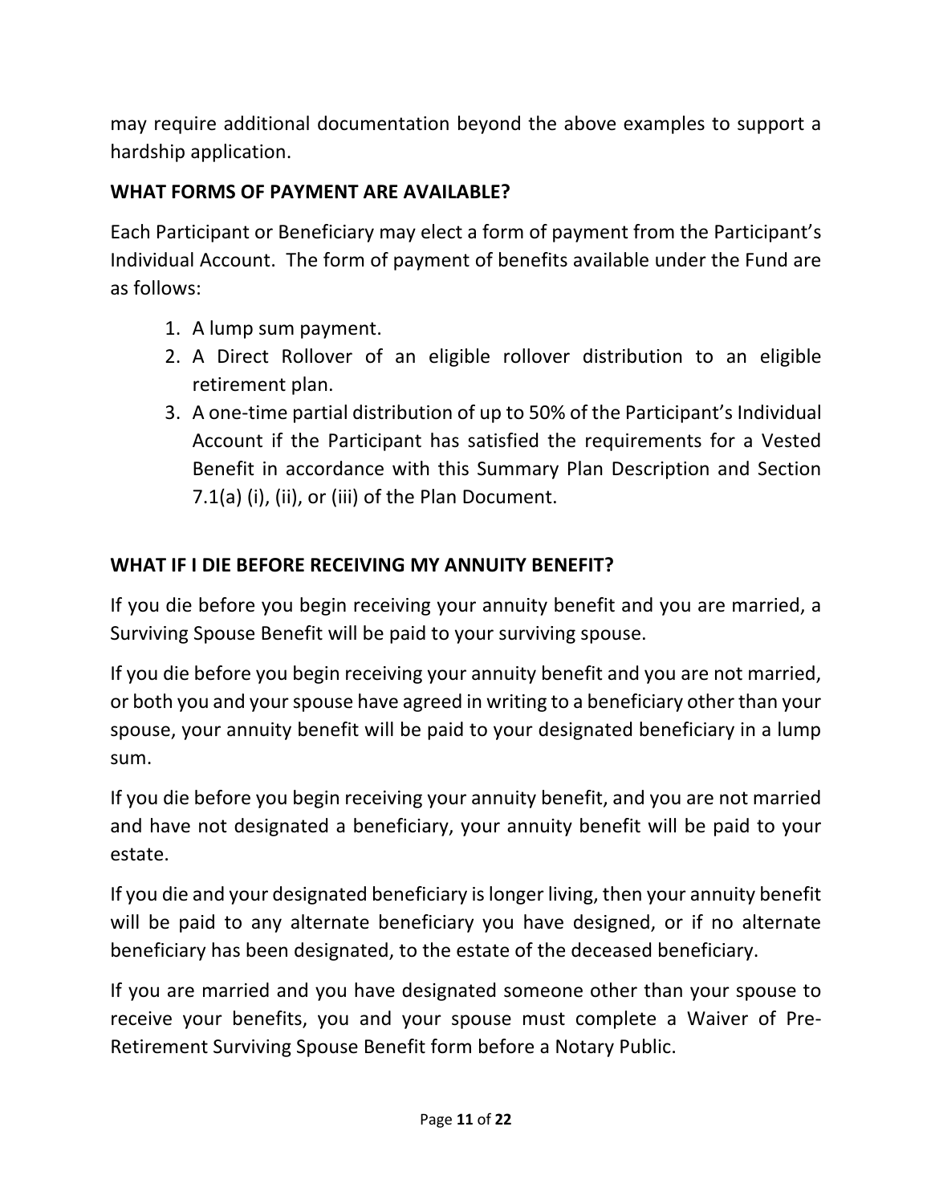may require additional documentation beyond the above examples to support a hardship application.

## WHAT FORMS OF PAYMENT ARE AVAILABLE?

Each Participant or Beneficiary may elect a form of payment from the Participant's Individual Account. The form of payment of benefits available under the Fund are as follows:

1. A lump sum payment.
2. A Direct Rollover of an eligible rollover distribution to an eligible retirement plan.
3. A one-time partial distribution of up to 50% of the Participant's Individual Account if the Participant has satisfied the requirements for a Vested Benefit in accordance with this Summary Plan Description and Section 7.1(a) (i), (ii), or (iii) of the Plan Document.

## WHAT IF I DIE BEFORE RECEIVING MY ANNUITY BENEFIT?

If you die before you begin receiving your annuity benefit and you are married, a Surviving Spouse Benefit will be paid to your surviving spouse.

If you die before you begin receiving your annuity benefit and you are not married, or both you and your spouse have agreed in writing to a beneficiary other than your spouse, your annuity benefit will be paid to your designated beneficiary in a lump sum.

If you die before you begin receiving your annuity benefit, and you are not married and have not designated a beneficiary, your annuity benefit will be paid to your estate.

If you die and your designated beneficiary is longer living, then your annuity benefit will be paid to any alternate beneficiary you have designed, or if no alternate beneficiary has been designated, to the estate of the deceased beneficiary.

If you are married and you have designated someone other than your spouse to receive your benefits, you and your spouse must complete a Waiver of Pre-Retirement Surviving Spouse Benefit form before a Notary Public.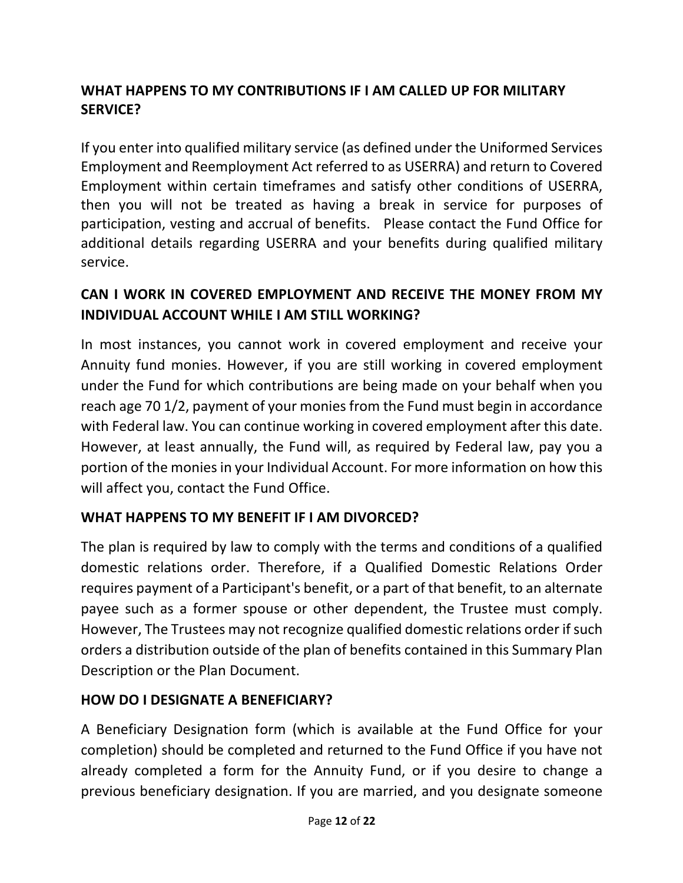## WHAT HAPPENS TO MY CONTRIBUTIONS IF I AM CALLED UP FOR MILITARY SERVICE?

If you enter into qualified military service (as defined under the Uniformed Services Employment and Reemployment Act referred to as USERRA) and return to Covered Employment within certain timeframes and satisfy other conditions of USERRA, then you will not be treated as having a break in service for purposes of participation, vesting and accrual of benefits. Please contact the Fund Office for additional details regarding USERRA and your benefits during qualified military service.

## CAN I WORK IN COVERED EMPLOYMENT AND RECEIVE THE MONEY FROM MY INDIVIDUAL ACCOUNT WHILE I AM STILL WORKING?

In most instances, you cannot work in covered employment and receive your Annuity fund monies. However, if you are still working in covered employment under the Fund for which contributions are being made on your behalf when you reach age 70 1/2, payment of your monies from the Fund must begin in accordance with Federal law. You can continue working in covered employment after this date. However, at least annually, the Fund will, as required by Federal law, pay you a portion of the monies in your Individual Account. For more information on how this will affect you, contact the Fund Office.

## WHAT HAPPENS TO MY BENEFIT IF I AM DIVORCED?

The plan is required by law to comply with the terms and conditions of a qualified domestic relations order. Therefore, if a Qualified Domestic Relations Order requires payment of a Participant's benefit, or a part of that benefit, to an alternate payee such as a former spouse or other dependent, the Trustee must comply. However, The Trustees may not recognize qualified domestic relations order if such orders a distribution outside of the plan of benefits contained in this Summary Plan Description or the Plan Document.

## HOW DO I DESIGNATE A BENEFICIARY?

A Beneficiary Designation form (which is available at the Fund Office for your completion) should be completed and returned to the Fund Office if you have not already completed a form for the Annuity Fund, or if you desire to change a previous beneficiary designation. If you are married, and you designate someone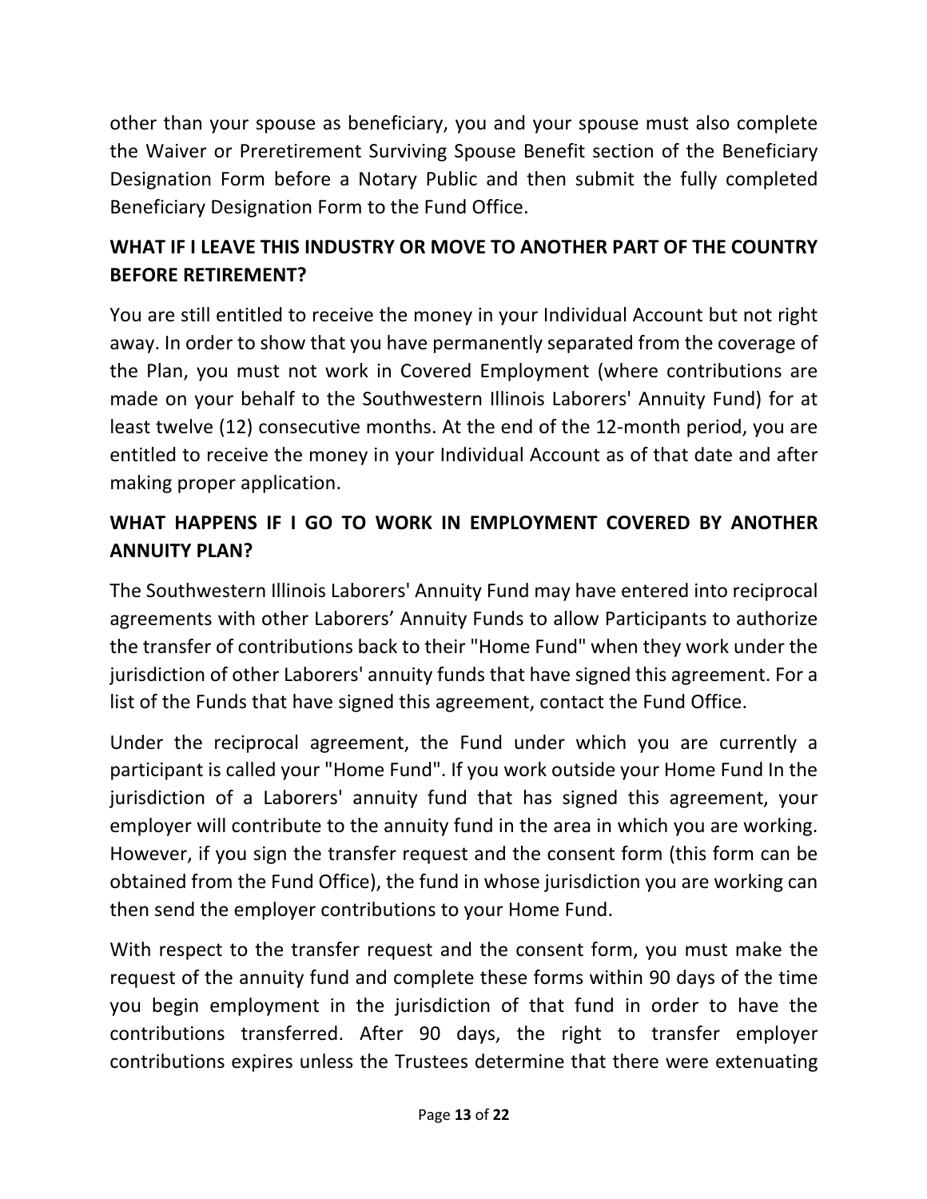other than your spouse as beneficiary, you and your spouse must also complete the Waiver or Preretirement Surviving Spouse Benefit section of the Beneficiary Designation Form before a Notary Public and then submit the fully completed Beneficiary Designation Form to the Fund Office.

### WHAT IF I LEAVE THIS INDUSTRY OR MOVE TO ANOTHER PART OF THE COUNTRY BEFORE RETIREMENT?

You are still entitled to receive the money in your Individual Account but not right away. In order to show that you have permanently separated from the coverage of the Plan, you must not work in Covered Employment (where contributions are made on your behalf to the Southwestern Illinois Laborers' Annuity Fund) for at least twelve (12) consecutive months. At the end of the 12-month period, you are entitled to receive the money in your Individual Account as of that date and after making proper application.

### WHAT HAPPENS IF I GO TO WORK IN EMPLOYMENT COVERED BY ANOTHER ANNUITY PLAN?

The Southwestern Illinois Laborers' Annuity Fund may have entered into reciprocal agreements with other Laborers' Annuity Funds to allow Participants to authorize the transfer of contributions back to their "Home Fund" when they work under the jurisdiction of other Laborers' annuity funds that have signed this agreement. For a list of the Funds that have signed this agreement, contact the Fund Office.

Under the reciprocal agreement, the Fund under which you are currently a participant is called your "Home Fund". If you work outside your Home Fund In the jurisdiction of a Laborers' annuity fund that has signed this agreement, your employer will contribute to the annuity fund in the area in which you are working. However, if you sign the transfer request and the consent form (this form can be obtained from the Fund Office), the fund in whose jurisdiction you are working can then send the employer contributions to your Home Fund.

With respect to the transfer request and the consent form, you must make the request of the annuity fund and complete these forms within 90 days of the time you begin employment in the jurisdiction of that fund in order to have the contributions transferred. After 90 days, the right to transfer employer contributions expires unless the Trustees determine that there were extenuating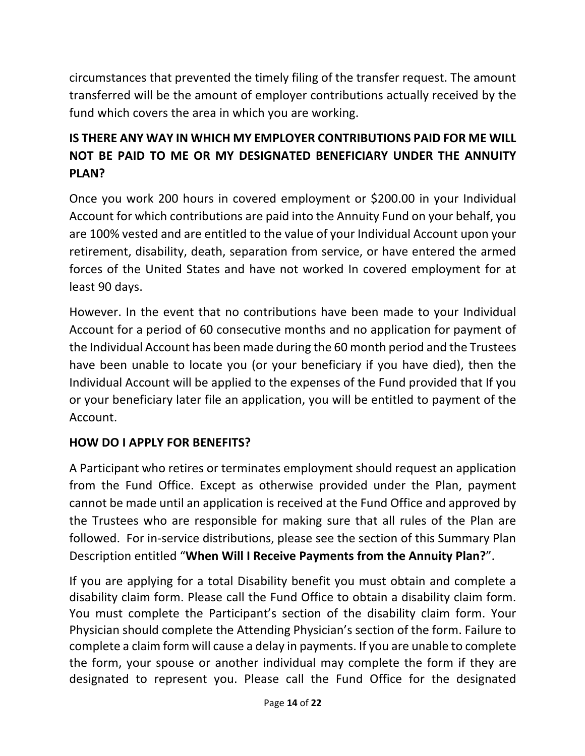circumstances that prevented the timely filing of the transfer request. The amount transferred will be the amount of employer contributions actually received by the fund which covers the area in which you are working.

## IS THERE ANY WAY IN WHICH MY EMPLOYER CONTRIBUTIONS PAID FOR ME WILL NOT BE PAID TO ME OR MY DESIGNATED BENEFICIARY UNDER THE ANNUITY PLAN?

Once you work 200 hours in covered employment or $200.00 in your Individual Account for which contributions are paid into the Annuity Fund on your behalf, you are 100% vested and are entitled to the value of your Individual Account upon your retirement, disability, death, separation from service, or have entered the armed forces of the United States and have not worked In covered employment for at least 90 days.

However. In the event that no contributions have been made to your Individual Account for a period of 60 consecutive months and no application for payment of the Individual Account has been made during the 60 month period and the Trustees have been unable to locate you (or your beneficiary if you have died), then the Individual Account will be applied to the expenses of the Fund provided that If you or your beneficiary later file an application, you will be entitled to payment of the Account.

## HOW DO I APPLY FOR BENEFITS?

A Participant who retires or terminates employment should request an application from the Fund Office. Except as otherwise provided under the Plan, payment cannot be made until an application is received at the Fund Office and approved by the Trustees who are responsible for making sure that all rules of the Plan are followed. For in-service distributions, please see the section of this Summary Plan Description entitled "**When Will I Receive Payments from the Annuity Plan?**".

If you are applying for a total Disability benefit you must obtain and complete a disability claim form. Please call the Fund Office to obtain a disability claim form. You must complete the Participant's section of the disability claim form. Your Physician should complete the Attending Physician's section of the form. Failure to complete a claim form will cause a delay in payments. If you are unable to complete the form, your spouse or another individual may complete the form if they are designated to represent you. Please call the Fund Office for the designated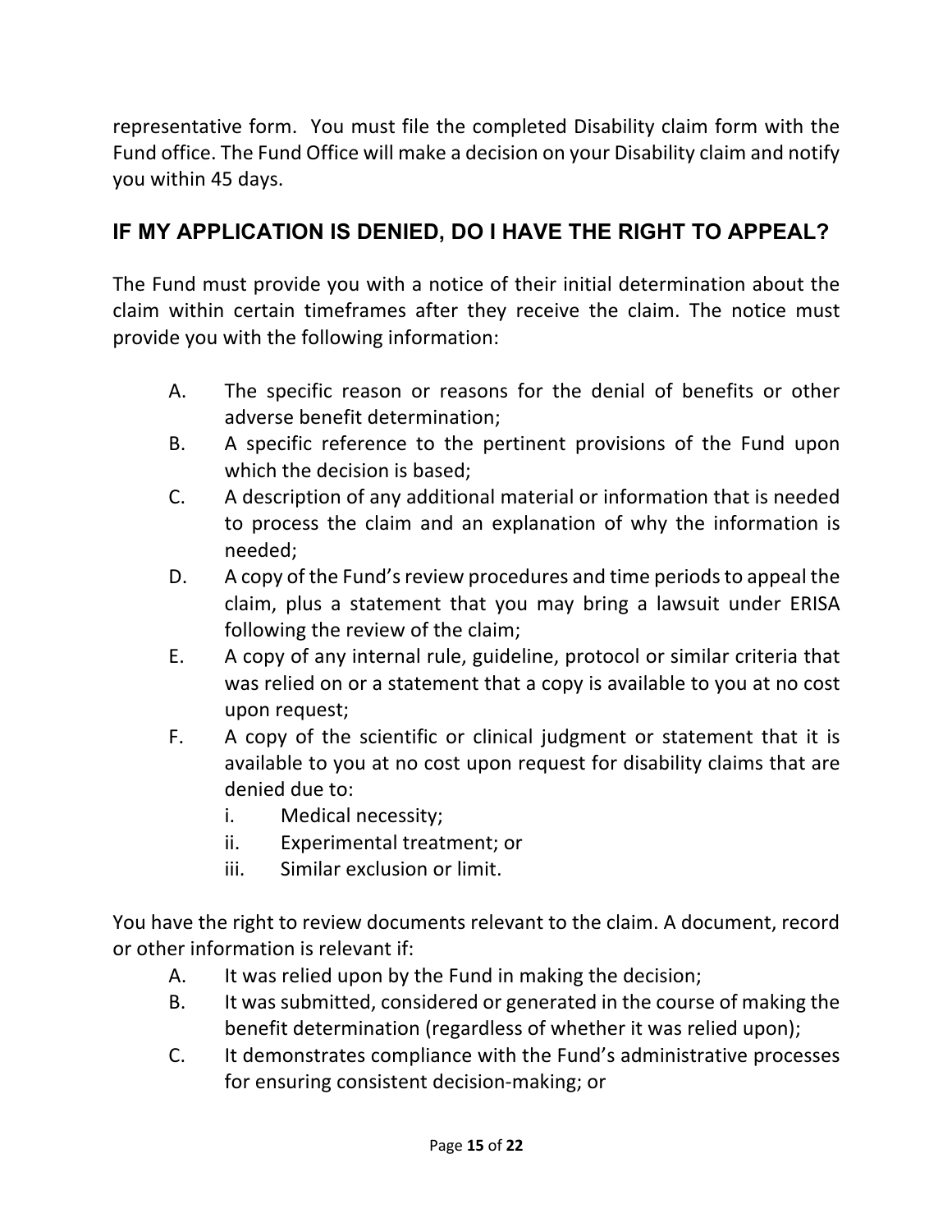representative form. You must file the completed Disability claim form with the Fund office. The Fund Office will make a decision on your Disability claim and notify you within 45 days.

## IF MY APPLICATION IS DENIED, DO I HAVE THE RIGHT TO APPEAL?

The Fund must provide you with a notice of their initial determination about the claim within certain timeframes after they receive the claim. The notice must provide you with the following information:

A. The specific reason or reasons for the denial of benefits or other adverse benefit determination;

B. A specific reference to the pertinent provisions of the Fund upon which the decision is based;

C. A description of any additional material or information that is needed to process the claim and an explanation of why the information is needed;

D. A copy of the Fund's review procedures and time periods to appeal the claim, plus a statement that you may bring a lawsuit under ERISA following the review of the claim;

E. A copy of any internal rule, guideline, protocol or similar criteria that was relied on or a statement that a copy is available to you at no cost upon request;

F. A copy of the scientific or clinical judgment or statement that it is available to you at no cost upon request for disability claims that are denied due to:

   i. Medical necessity;

   ii. Experimental treatment; or

   iii. Similar exclusion or limit.

You have the right to review documents relevant to the claim. A document, record or other information is relevant if:

A. It was relied upon by the Fund in making the decision;

B. It was submitted, considered or generated in the course of making the benefit determination (regardless of whether it was relied upon);

C. It demonstrates compliance with the Fund's administrative processes for ensuring consistent decision-making; or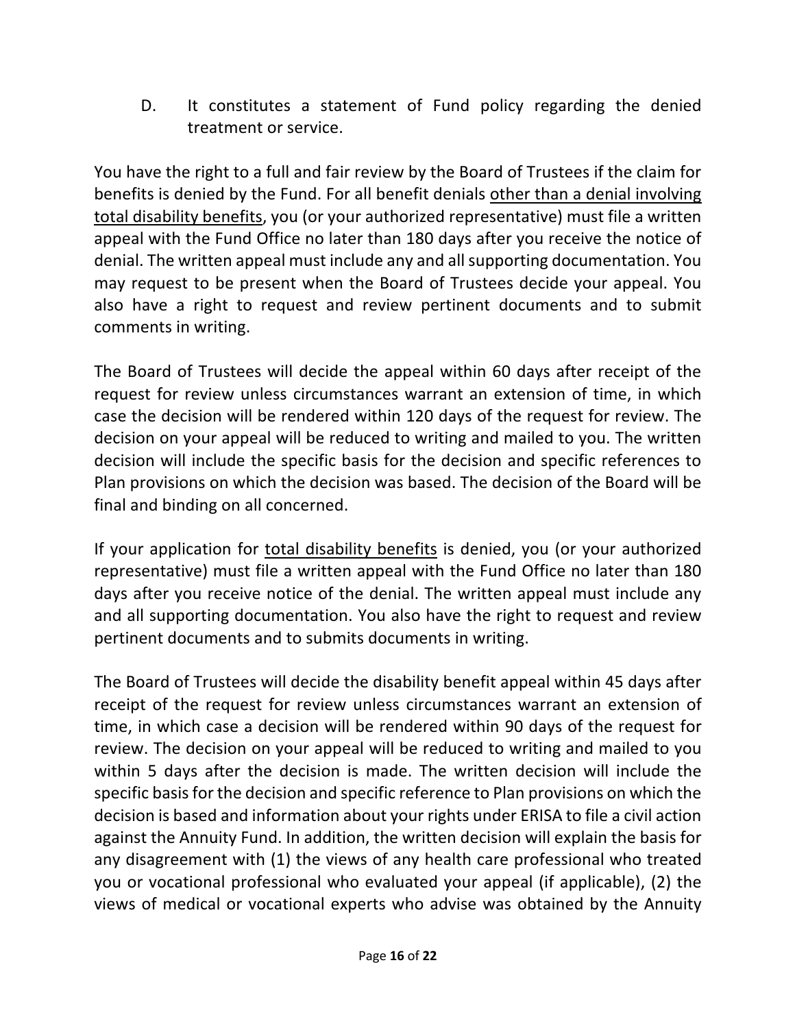D. It constitutes a statement of Fund policy regarding the denied treatment or service.

You have the right to a full and fair review by the Board of Trustees if the claim for benefits is denied by the Fund. For all benefit denials <u>other than a denial involving total disability benefits</u>, you (or your authorized representative) must file a written appeal with the Fund Office no later than 180 days after you receive the notice of denial. The written appeal must include any and all supporting documentation. You may request to be present when the Board of Trustees decide your appeal. You also have a right to request and review pertinent documents and to submit comments in writing.

The Board of Trustees will decide the appeal within 60 days after receipt of the request for review unless circumstances warrant an extension of time, in which case the decision will be rendered within 120 days of the request for review. The decision on your appeal will be reduced to writing and mailed to you. The written decision will include the specific basis for the decision and specific references to Plan provisions on which the decision was based. The decision of the Board will be final and binding on all concerned.

If your application for <u>total disability benefits</u> is denied, you (or your authorized representative) must file a written appeal with the Fund Office no later than 180 days after you receive notice of the denial. The written appeal must include any and all supporting documentation. You also have the right to request and review pertinent documents and to submits documents in writing.

The Board of Trustees will decide the disability benefit appeal within 45 days after receipt of the request for review unless circumstances warrant an extension of time, in which case a decision will be rendered within 90 days of the request for review. The decision on your appeal will be reduced to writing and mailed to you within 5 days after the decision is made. The written decision will include the specific basis for the decision and specific reference to Plan provisions on which the decision is based and information about your rights under ERISA to file a civil action against the Annuity Fund. In addition, the written decision will explain the basis for any disagreement with (1) the views of any health care professional who treated you or vocational professional who evaluated your appeal (if applicable), (2) the views of medical or vocational experts who advise was obtained by the Annuity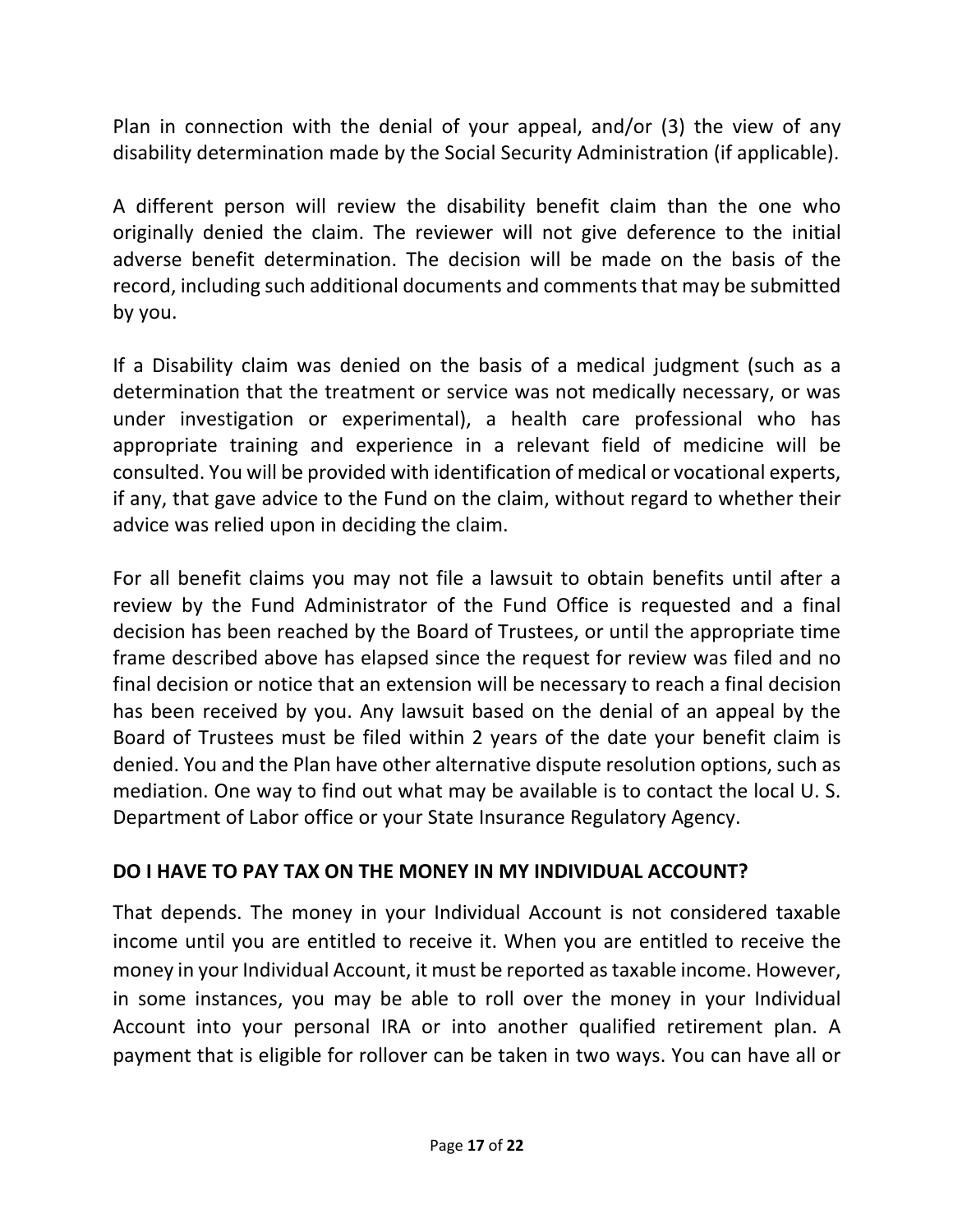Plan in connection with the denial of your appeal, and/or (3) the view of any disability determination made by the Social Security Administration (if applicable).

A different person will review the disability benefit claim than the one who originally denied the claim. The reviewer will not give deference to the initial adverse benefit determination. The decision will be made on the basis of the record, including such additional documents and comments that may be submitted by you.

If a Disability claim was denied on the basis of a medical judgment (such as a determination that the treatment or service was not medically necessary, or was under investigation or experimental), a health care professional who has appropriate training and experience in a relevant field of medicine will be consulted. You will be provided with identification of medical or vocational experts, if any, that gave advice to the Fund on the claim, without regard to whether their advice was relied upon in deciding the claim.

For all benefit claims you may not file a lawsuit to obtain benefits until after a review by the Fund Administrator of the Fund Office is requested and a final decision has been reached by the Board of Trustees, or until the appropriate time frame described above has elapsed since the request for review was filed and no final decision or notice that an extension will be necessary to reach a final decision has been received by you. Any lawsuit based on the denial of an appeal by the Board of Trustees must be filed within 2 years of the date your benefit claim is denied. You and the Plan have other alternative dispute resolution options, such as mediation. One way to find out what may be available is to contact the local U. S. Department of Labor office or your State Insurance Regulatory Agency.

## DO I HAVE TO PAY TAX ON THE MONEY IN MY INDIVIDUAL ACCOUNT?

That depends. The money in your Individual Account is not considered taxable income until you are entitled to receive it. When you are entitled to receive the money in your Individual Account, it must be reported as taxable income. However, in some instances, you may be able to roll over the money in your Individual Account into your personal IRA or into another qualified retirement plan. A payment that is eligible for rollover can be taken in two ways. You can have all or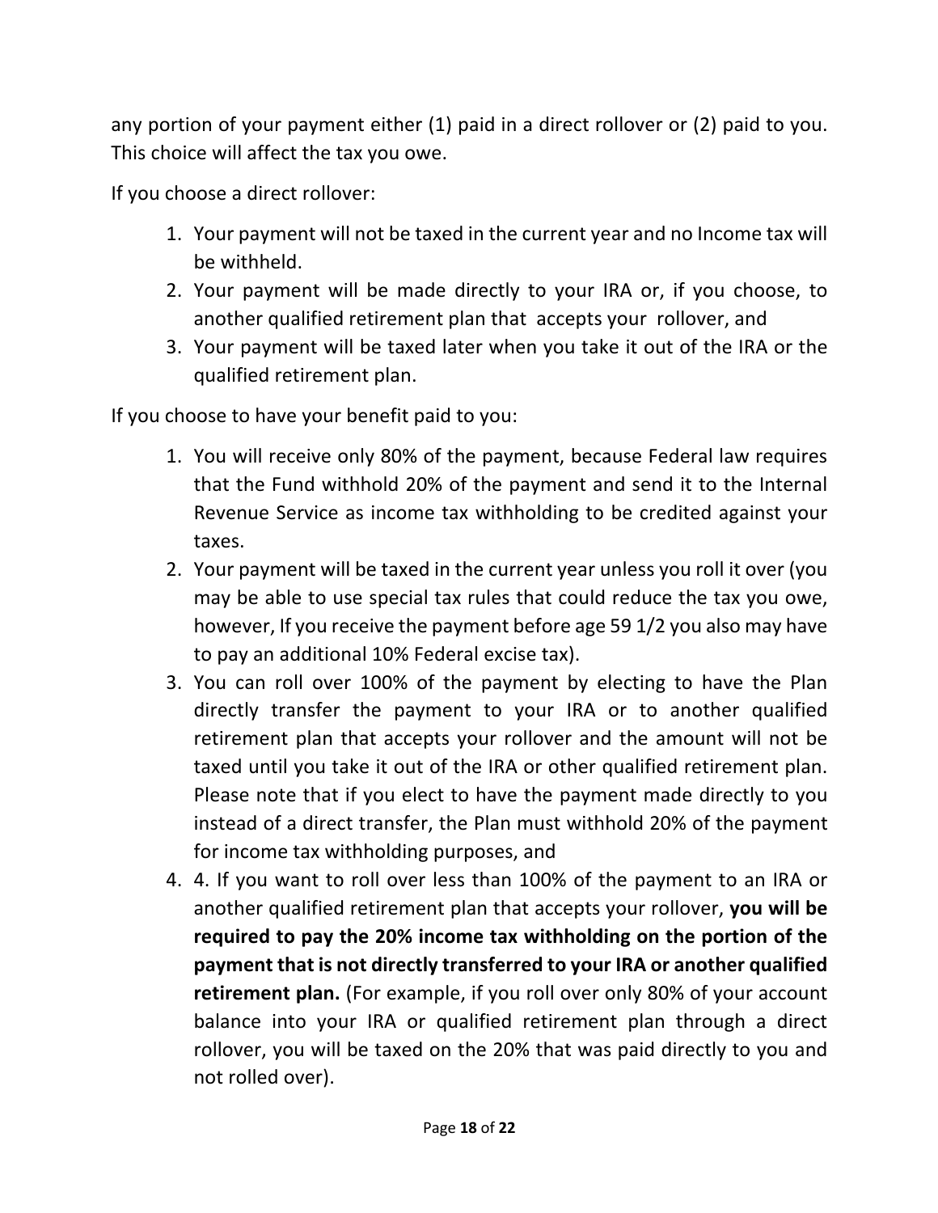any portion of your payment either (1) paid in a direct rollover or (2) paid to you. This choice will affect the tax you owe.

If you choose a direct rollover:

1. Your payment will not be taxed in the current year and no Income tax will be withheld.
2. Your payment will be made directly to your IRA or, if you choose, to another qualified retirement plan that accepts your rollover, and
3. Your payment will be taxed later when you take it out of the IRA or the qualified retirement plan.

If you choose to have your benefit paid to you:

1. You will receive only 80% of the payment, because Federal law requires that the Fund withhold 20% of the payment and send it to the Internal Revenue Service as income tax withholding to be credited against your taxes.
2. Your payment will be taxed in the current year unless you roll it over (you may be able to use special tax rules that could reduce the tax you owe, however, If you receive the payment before age 59 1/2 you also may have to pay an additional 10% Federal excise tax).
3. You can roll over 100% of the payment by electing to have the Plan directly transfer the payment to your IRA or to another qualified retirement plan that accepts your rollover and the amount will not be taxed until you take it out of the IRA or other qualified retirement plan. Please note that if you elect to have the payment made directly to you instead of a direct transfer, the Plan must withhold 20% of the payment for income tax withholding purposes, and
4. 4. If you want to roll over less than 100% of the payment to an IRA or another qualified retirement plan that accepts your rollover, **you will be required to pay the 20% income tax withholding on the portion of the payment that is not directly transferred to your IRA or another qualified retirement plan.** (For example, if you roll over only 80% of your account balance into your IRA or qualified retirement plan through a direct rollover, you will be taxed on the 20% that was paid directly to you and not rolled over).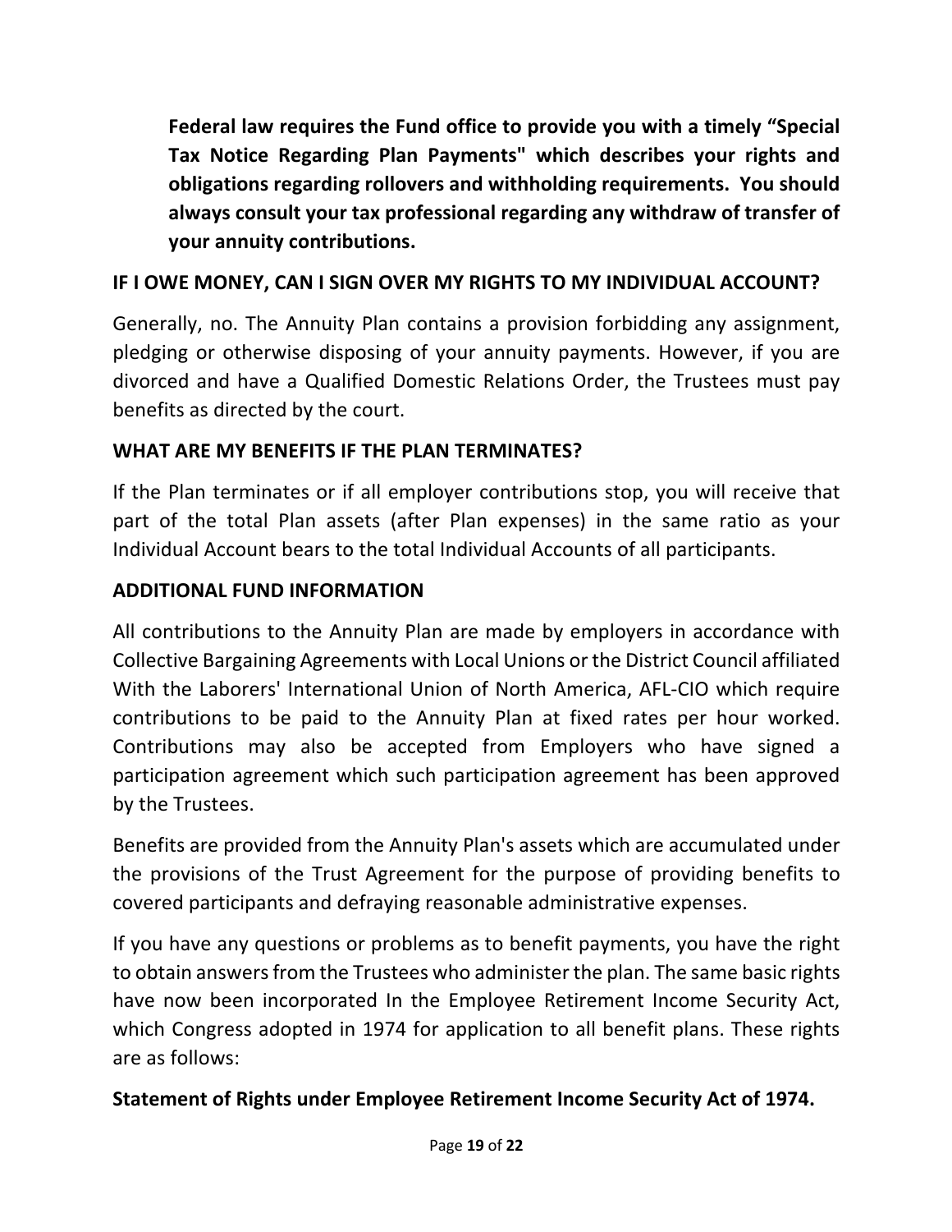**Federal law requires the Fund office to provide you with a timely "Special Tax Notice Regarding Plan Payments" which describes your rights and obligations regarding rollovers and withholding requirements. You should always consult your tax professional regarding any withdraw of transfer of your annuity contributions.**

## IF I OWE MONEY, CAN I SIGN OVER MY RIGHTS TO MY INDIVIDUAL ACCOUNT?

Generally, no. The Annuity Plan contains a provision forbidding any assignment, pledging or otherwise disposing of your annuity payments. However, if you are divorced and have a Qualified Domestic Relations Order, the Trustees must pay benefits as directed by the court.

## WHAT ARE MY BENEFITS IF THE PLAN TERMINATES?

If the Plan terminates or if all employer contributions stop, you will receive that part of the total Plan assets (after Plan expenses) in the same ratio as your Individual Account bears to the total Individual Accounts of all participants.

## ADDITIONAL FUND INFORMATION

All contributions to the Annuity Plan are made by employers in accordance with Collective Bargaining Agreements with Local Unions or the District Council affiliated With the Laborers' International Union of North America, AFL-CIO which require contributions to be paid to the Annuity Plan at fixed rates per hour worked. Contributions may also be accepted from Employers who have signed a participation agreement which such participation agreement has been approved by the Trustees.

Benefits are provided from the Annuity Plan's assets which are accumulated under the provisions of the Trust Agreement for the purpose of providing benefits to covered participants and defraying reasonable administrative expenses.

If you have any questions or problems as to benefit payments, you have the right to obtain answers from the Trustees who administer the plan. The same basic rights have now been incorporated In the Employee Retirement Income Security Act, which Congress adopted in 1974 for application to all benefit plans. These rights are as follows:

## Statement of Rights under Employee Retirement Income Security Act of 1974.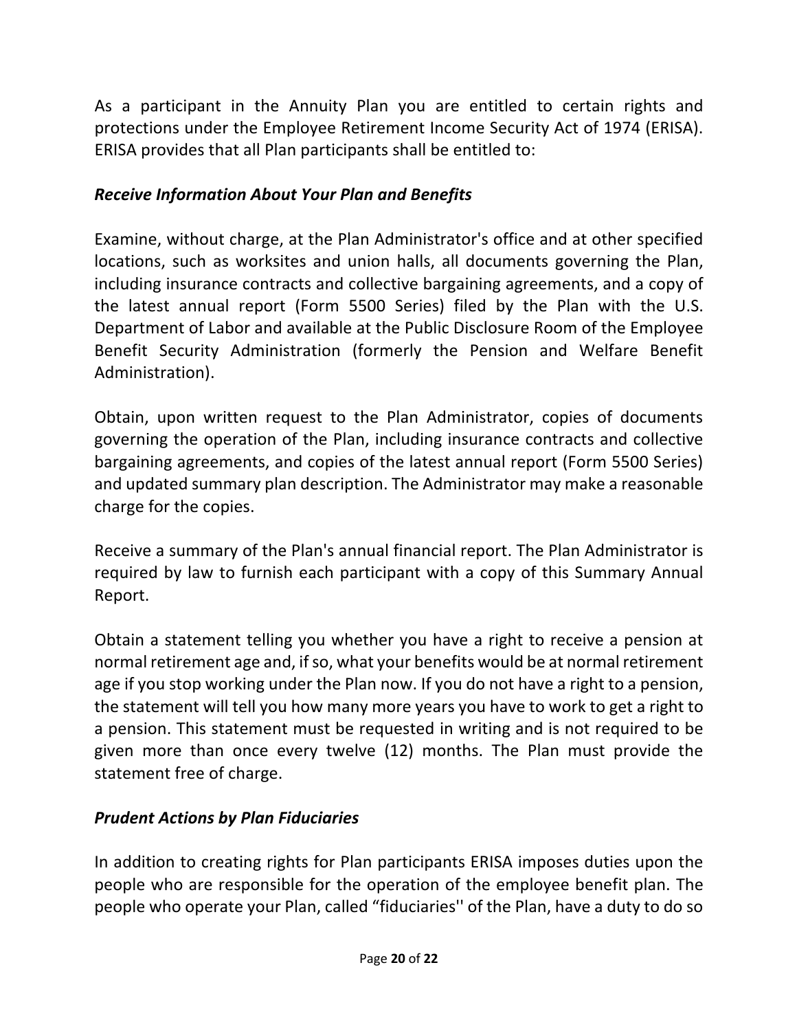As a participant in the Annuity Plan you are entitled to certain rights and protections under the Employee Retirement Income Security Act of 1974 (ERISA). ERISA provides that all Plan participants shall be entitled to:

***Receive Information About Your Plan and Benefits***

Examine, without charge, at the Plan Administrator's office and at other specified locations, such as worksites and union halls, all documents governing the Plan, including insurance contracts and collective bargaining agreements, and a copy of the latest annual report (Form 5500 Series) filed by the Plan with the U.S. Department of Labor and available at the Public Disclosure Room of the Employee Benefit Security Administration (formerly the Pension and Welfare Benefit Administration).

Obtain, upon written request to the Plan Administrator, copies of documents governing the operation of the Plan, including insurance contracts and collective bargaining agreements, and copies of the latest annual report (Form 5500 Series) and updated summary plan description. The Administrator may make a reasonable charge for the copies.

Receive a summary of the Plan's annual financial report. The Plan Administrator is required by law to furnish each participant with a copy of this Summary Annual Report.

Obtain a statement telling you whether you have a right to receive a pension at normal retirement age and, if so, what your benefits would be at normal retirement age if you stop working under the Plan now. If you do not have a right to a pension, the statement will tell you how many more years you have to work to get a right to a pension. This statement must be requested in writing and is not required to be given more than once every twelve (12) months. The Plan must provide the statement free of charge.

***Prudent Actions by Plan Fiduciaries***

In addition to creating rights for Plan participants ERISA imposes duties upon the people who are responsible for the operation of the employee benefit plan. The people who operate your Plan, called “fiduciaries'' of the Plan, have a duty to do so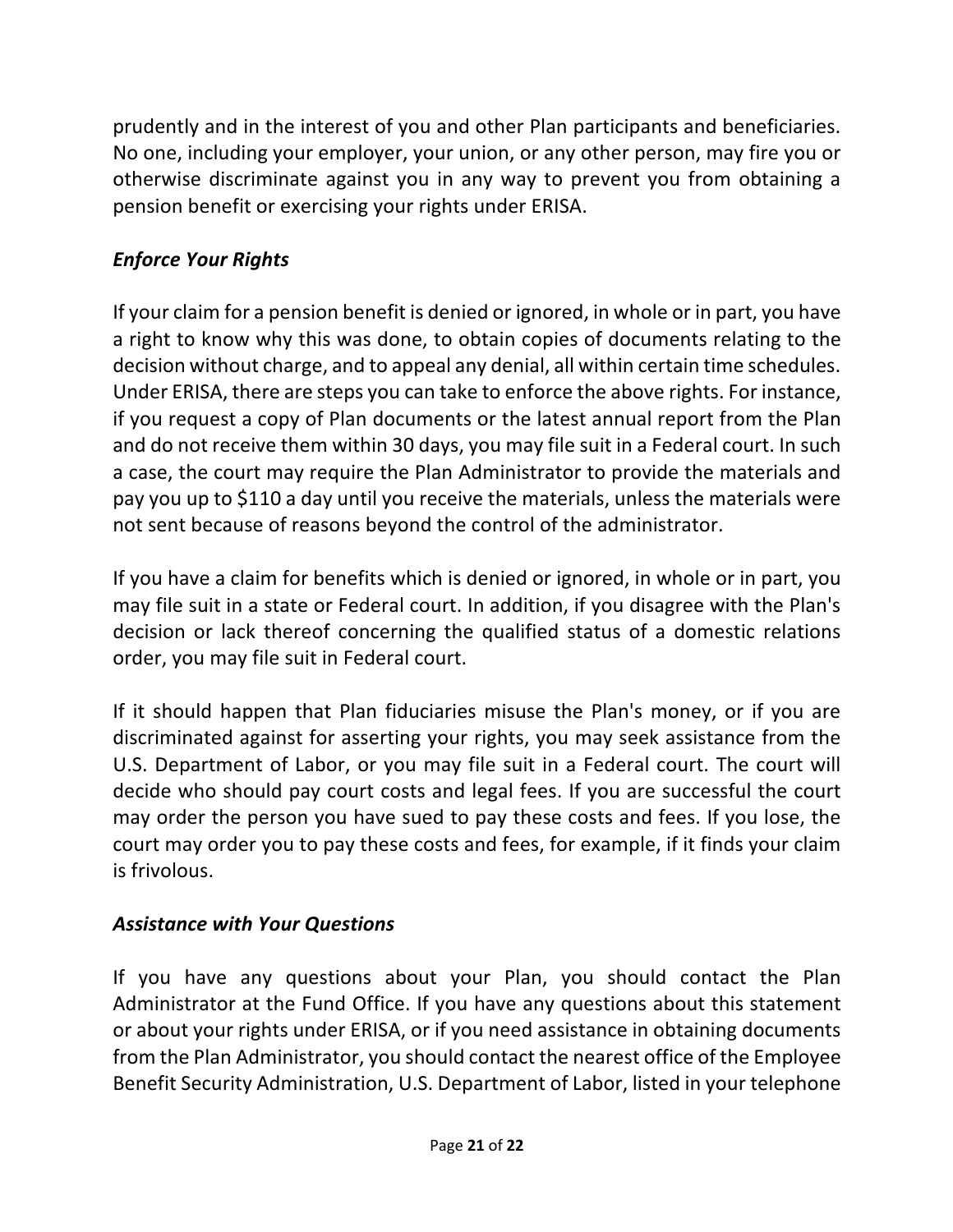prudently and in the interest of you and other Plan participants and beneficiaries. No one, including your employer, your union, or any other person, may fire you or otherwise discriminate against you in any way to prevent you from obtaining a pension benefit or exercising your rights under ERISA.

### *Enforce Your Rights*

If your claim for a pension benefit is denied or ignored, in whole or in part, you have a right to know why this was done, to obtain copies of documents relating to the decision without charge, and to appeal any denial, all within certain time schedules. Under ERISA, there are steps you can take to enforce the above rights. For instance, if you request a copy of Plan documents or the latest annual report from the Plan and do not receive them within 30 days, you may file suit in a Federal court. In such a case, the court may require the Plan Administrator to provide the materials and pay you up to $110 a day until you receive the materials, unless the materials were not sent because of reasons beyond the control of the administrator.

If you have a claim for benefits which is denied or ignored, in whole or in part, you may file suit in a state or Federal court. In addition, if you disagree with the Plan's decision or lack thereof concerning the qualified status of a domestic relations order, you may file suit in Federal court.

If it should happen that Plan fiduciaries misuse the Plan's money, or if you are discriminated against for asserting your rights, you may seek assistance from the U.S. Department of Labor, or you may file suit in a Federal court. The court will decide who should pay court costs and legal fees. If you are successful the court may order the person you have sued to pay these costs and fees. If you lose, the court may order you to pay these costs and fees, for example, if it finds your claim is frivolous.

### *Assistance with Your Questions*

If you have any questions about your Plan, you should contact the Plan Administrator at the Fund Office. If you have any questions about this statement or about your rights under ERISA, or if you need assistance in obtaining documents from the Plan Administrator, you should contact the nearest office of the Employee Benefit Security Administration, U.S. Department of Labor, listed in your telephone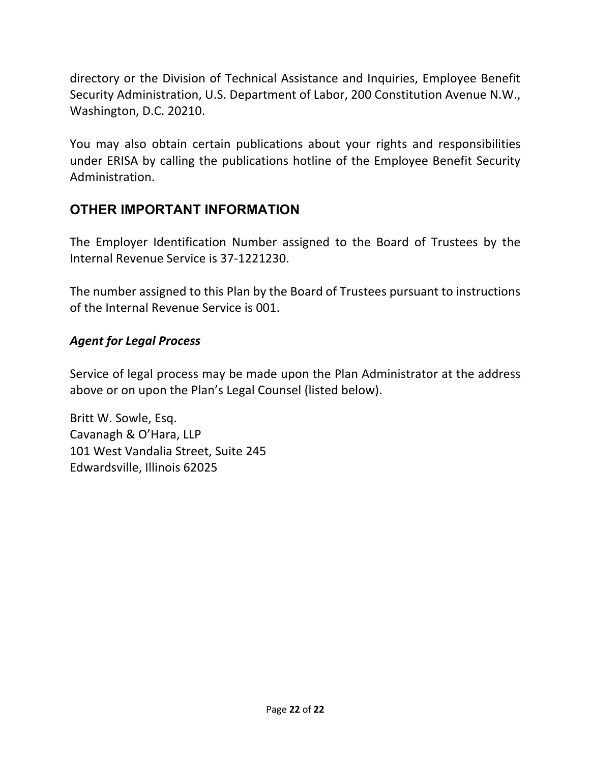directory or the Division of Technical Assistance and Inquiries, Employee Benefit Security Administration, U.S. Department of Labor, 200 Constitution Avenue N.W., Washington, D.C. 20210.

You may also obtain certain publications about your rights and responsibilities under ERISA by calling the publications hotline of the Employee Benefit Security Administration.

## OTHER IMPORTANT INFORMATION

The Employer Identification Number assigned to the Board of Trustees by the Internal Revenue Service is 37-1221230.

The number assigned to this Plan by the Board of Trustees pursuant to instructions of the Internal Revenue Service is 001.

### *Agent for Legal Process*

Service of legal process may be made upon the Plan Administrator at the address above or on upon the Plan's Legal Counsel (listed below).

Britt W. Sowle, Esq.  
Cavanagh & O'Hara, LLP  
101 West Vandalia Street, Suite 245  
Edwardsville, Illinois 62025